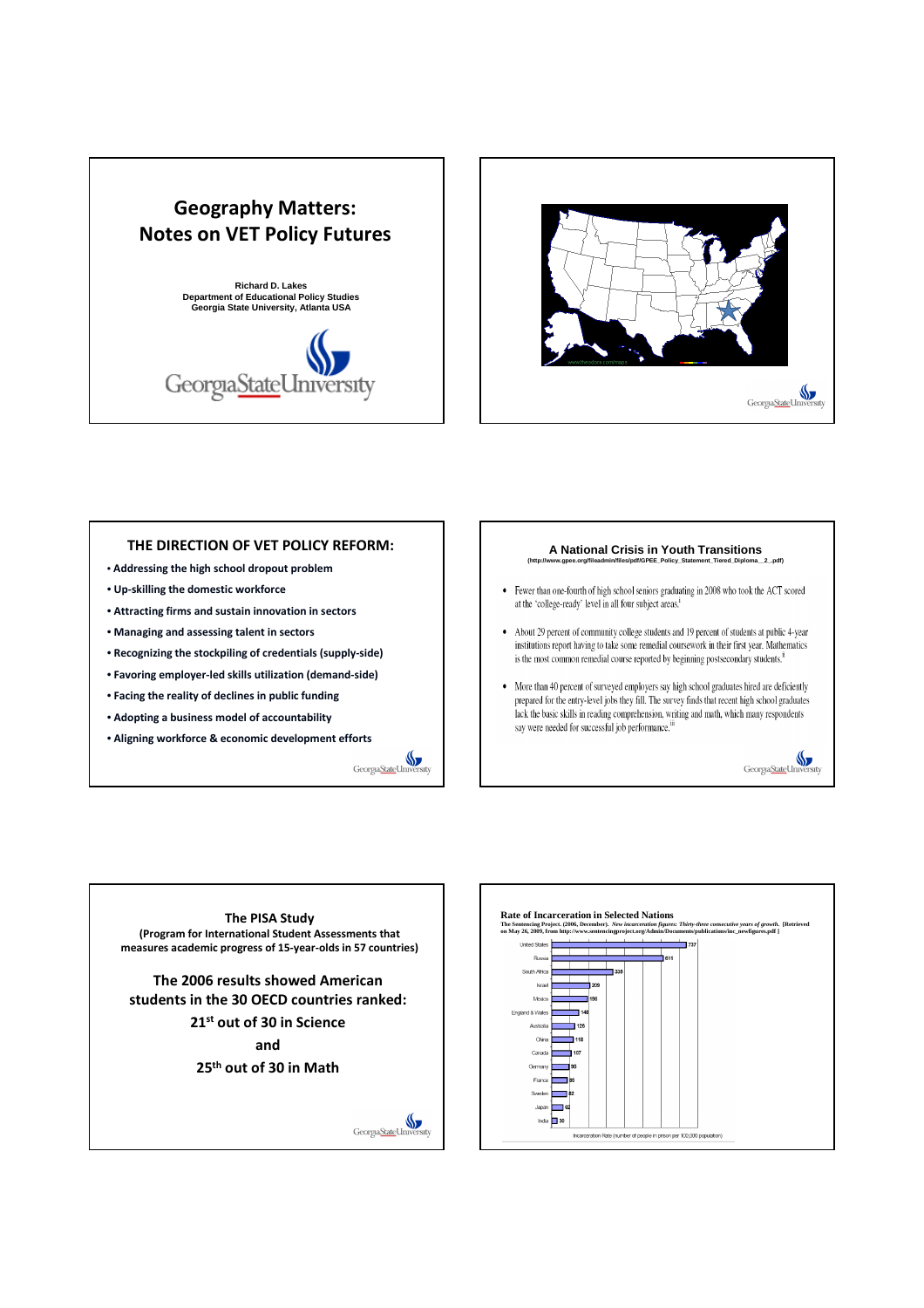# Geography Matters: Notes on VET Policy Futures

**Richard D. Lakes**
**Department of Educational Policy Studies**
**Georgia State University, Atlanta USA**

## THE DIRECTION OF VET POLICY REFORM:

- **Addressing the high school dropout problem**
- **Up-skilling the domestic workforce**
- **Attracting firms and sustain innovation in sectors**
- **Managing and assessing talent in sectors**
- **Recognizing the stockpiling of credentials (supply-side)**
- **Favoring employer-led skills utilization (demand-side)**
- **Facing the reality of declines in public funding**
- **Adopting a business model of accountability**
- **Aligning workforce & economic development efforts**

## A National Crisis in Youth Transitions

(http://www.gpee.org/fileadmin/files/pdf/GPEE_Policy_Statement_Tiered_Diploma__2_.pdf)

- Fewer than one-fourth of high school seniors graduating in 2008 who took the ACT scored at the 'college-ready' level in all four subject areas.[i]
- About 29 percent of community college students and 19 percent of students at public 4-year institutions report having to take some remedial coursework in their first year. Mathematics is the most common remedial course reported by beginning postsecondary students.[ii]
- More than 40 percent of surveyed employers say high school graduates hired are deficiently prepared for the entry-level jobs they fill. The survey finds that recent high school graduates lack the basic skills in reading comprehension, writing and math, which many respondents say were needed for successful job performance.[iii]

## The PISA Study

**(Program for International Student Assessments that measures academic progress of 15-year-olds in 57 countries)**

**The 2006 results showed American students in the 30 OECD countries ranked:**

**21st out of 30 in Science**

**and**

**25th out of 30 in Math**

## Rate of Incarceration in Selected Nations

The Sentencing Project. (2006, December). *New incarceration figures: Thirty-three consecutive years of growth*. [Retrieved on May 26, 2009, from http://www.sentencingproject.org/Admin/Documents/publications/inc_newfigures.pdf ]

| Country | Incarceration Rate |
|---|---|
| United States | 737 |
| Russia | 611 |
| South Africa | 335 |
| Israel | 209 |
| Mexico | 196 |
| England & Wales | 148 |
| Australia | 125 |
| China | 118 |
| Canada | 107 |
| Germany | 95 |
| France | 88 |
| Sweden | 82 |
| Japan | 62 |
| India | 30 |

Incarceration Rate (number of people in prison per 100,000 population)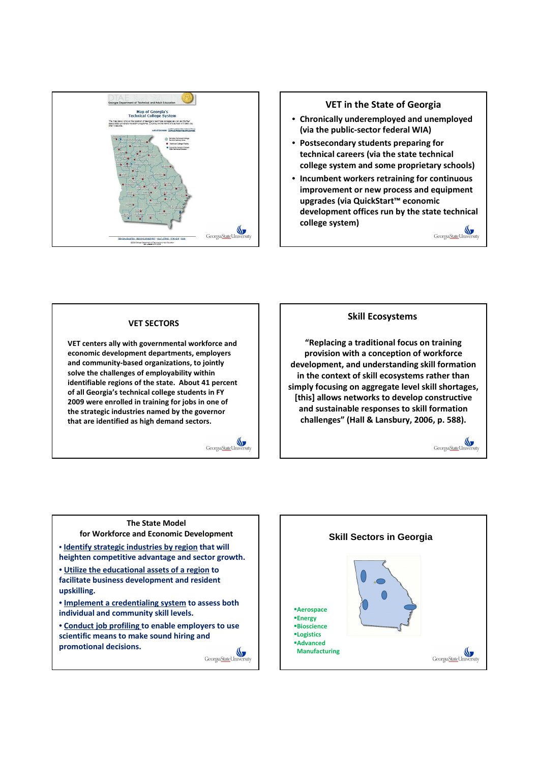Georgia Department of Technical and Adult Education

Map of Georgia's Technical College System

## VET in the State of Georgia

- Chronically underemployed and unemployed (via the public-sector federal WIA)
- Postsecondary students preparing for technical careers (via the state technical college system and some proprietary schools)
- Incumbent workers retraining for continuous improvement or new process and equipment upgrades (via QuickStart™ economic development offices run by the state technical college system)

## VET SECTORS

**VET centers ally with governmental workforce and economic development departments, employers and community-based organizations, to jointly solve the challenges of employability within identifiable regions of the state. About 41 percent of all Georgia's technical college students in FY 2009 were enrolled in training for jobs in one of the strategic industries named by the governor that are identified as high demand sectors.**

## Skill Ecosystems

**"Replacing a traditional focus on training provision with a conception of workforce development, and understanding skill formation in the context of skill ecosystems rather than simply focusing on aggregate level skill shortages, [this] allows networks to develop constructive and sustainable responses to skill formation challenges" (Hall & Lansbury, 2006, p. 588).**

## The State Model for Workforce and Economic Development

- **Identify strategic industries by region that will heighten competitive advantage and sector growth.**
- **Utilize the educational assets of a region to facilitate business development and resident upskilling.**
- **Implement a credentialing system to assess both individual and community skill levels.**
- **Conduct job profiling to enable employers to use scientific means to make sound hiring and promotional decisions.**

## Skill Sectors in Georgia

- Aerospace
- Energy
- Bioscience
- Logistics
- Advanced Manufacturing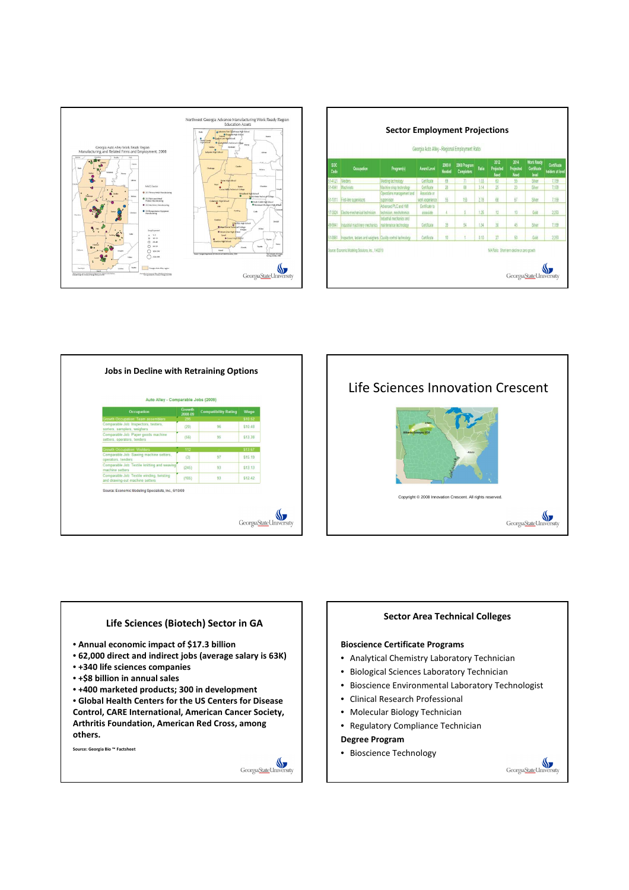Northwest Georgia Advance Manufacturing Work Ready Region Education Assets

Georgia Auto Alley Work Ready Region Manufacturing and Related Firms and Employment, 2008

## Sector Employment Projections

Georgia Auto Alley - Regional Employment Ratio

| SOC Code | Occupation | Program(s) | Award Level | 2009 # Needed | 2008 Program Completers | Ratio | 2012 Projected Need | 2014 Projected Need | Work Ready Certificate level | Certificate holders at level |
|---|---|---|---|---|---|---|---|---|---|---|
| 51-4121 | Welders | Welding technology | Certificate | 69 | 71 | 1.03 | 63 | 55 | Silver | 7,159 |
| 51-4041 | Machinists | Machine shop technology | Certificate | 28 | 88 | 3.14 | 25 | 23 | Silver | 7,159 |
| 51-1011 | First-line supervisors | Operations management and supervision | Associate or work experience | 55 | 153 | 2.78 | 68 | 67 | Silver | 7,159 |
| 17-3024 | Electro-mechanical technician | Advanced PLC and HMI technician, mechatronics | Certificate to associate | 4 | 5 | 1.25 | 12 | 13 | Gold | 2,353 |
| 49-9041 | Industrial machinery mechanics | Industrial mechanics and maintenance technology | Certificate | 35 | 54 | 1.54 | 38 | 45 | Silver | 7,159 |
| 51-9061 | Inspectors, testers and weighers | Quality control technology | Certificate | 10 | 1 | 0.10 | 27 | 53 | Gold | 2,353 |

Source: Economic Modeling Solutions, Inc., 1/4/2010

N/A Ratio: Short-term decline or zero growth

## Jobs in Decline with Retraining Options

Auto Alley - Comparable Jobs (2009)

| Occupation | Growth 2008-09 | Compatibility Rating | Wage |
|---|---|---|---|
| Growth Occupation: Team assemblers | 295 | - | $10.52 |
| Comparable Job: Inspectors, testers, sorters, samplers, weighers | (20) | 96 | $10.48 |
| Comparable Job: Paper goods machine setters, operators, tenders | (56) | 95 | $13.38 |
| Growth Occupation: Welders | 112 | - | $13.67 |
| Comparable Job: Sewing machine setters, operators, tenders | (2) | 97 | $15.19 |
| Comparable Job: Textile knitting and weaving machine setters | (245) | 93 | $13.13 |
| Comparable Job: Textile winding, twisting and drawing-out machine setters | (105) | 93 | $12.42 |

Source: Economic Modeling Specialists, Inc., 6/10/09

# Life Sciences Innovation Crescent

Copyright © 2008 Innovation Crescent. All rights reserved.

## Life Sciences (Biotech) Sector in GA

- **Annual economic impact of $17.3 billion**
- **62,000 direct and indirect jobs (average salary is 63K)**
- **+340 life sciences companies**
- **+$8 billion in annual sales**
- **+400 marketed products; 300 in development**
- **Global Health Centers for the US Centers for Disease Control, CARE International, American Cancer Society, Arthritis Foundation, American Red Cross, among others.**

Source: Georgia Bio ™ Factsheet

## Sector Area Technical Colleges

**Bioscience Certificate Programs**

- Analytical Chemistry Laboratory Technician
- Biological Sciences Laboratory Technician
- Bioscience Environmental Laboratory Technologist
- Clinical Research Professional
- Molecular Biology Technician
- Regulatory Compliance Technician

**Degree Program**

- Bioscience Technology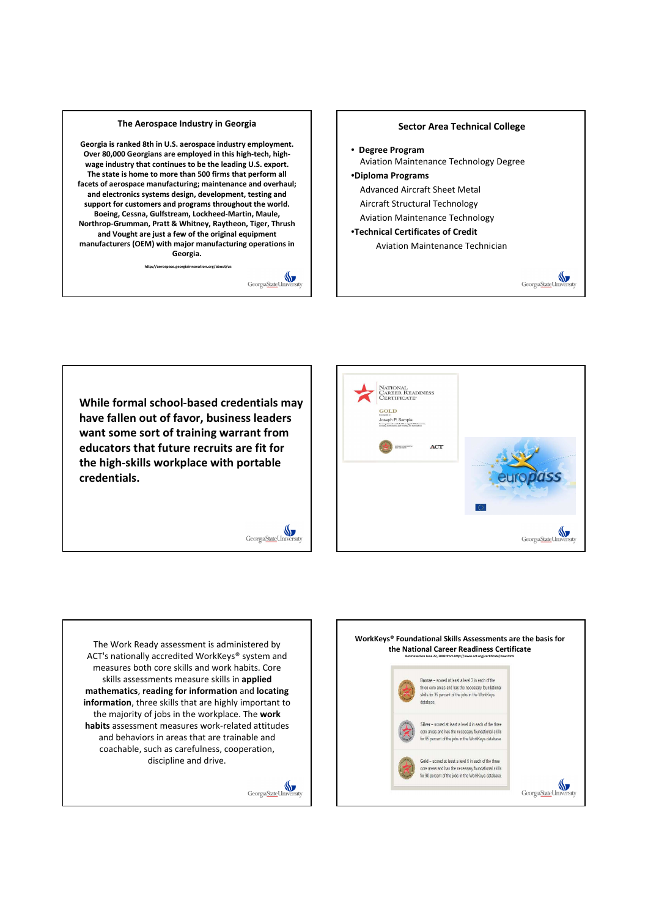## The Aerospace Industry in Georgia

**Georgia is ranked 8th in U.S. aerospace industry employment. Over 80,000 Georgians are employed in this high-tech, high-wage industry that continues to be the leading U.S. export. The state is home to more than 500 firms that perform all facets of aerospace manufacturing; maintenance and overhaul; and electronics systems design, development, testing and support for customers and programs throughout the world. Boeing, Cessna, Gulfstream, Lockheed-Martin, Maule, Northrop-Grumman, Pratt & Whitney, Raytheon, Tiger, Thrush and Vought are just a few of the original equipment manufacturers (OEM) with major manufacturing operations in Georgia.**

http://aerospace.georgiainnovation.org/about/us

## Sector Area Technical College

- **Degree Program**
  - Aviation Maintenance Technology Degree
- **Diploma Programs**
  - Advanced Aircraft Sheet Metal
  - Aircraft Structural Technology
  - Aviation Maintenance Technology
- **Technical Certificates of Credit**
  - Aviation Maintenance Technician

**While formal school-based credentials may have fallen out of favor, business leaders want some sort of training warrant from educators that future recruits are fit for the high-skills workplace with portable credentials.**

NATIONAL CAREER READINESS CERTIFICATE

GOLD

Joseph P. Sample

ACT

europass

The Work Ready assessment is administered by ACT's nationally accredited WorkKeys® system and measures both core skills and work habits. Core skills assessments measure skills in **applied mathematics**, **reading for information** and **locating information**, three skills that are highly important to the majority of jobs in the workplace. The **work habits** assessment measures work-related attitudes and behaviors in areas that are trainable and coachable, such as carefulness, cooperation, discipline and drive.

## WorkKeys® Foundational Skills Assessments are the basis for the National Career Readiness Certificate

Retrieved on June 22, 2009 from http://www.act.org/certificate/how.html

**Bronze** – scored at least a level 3 in each of the three core areas and has the necessary foundational skills for 35 percent of the jobs in the WorkKeys database.

**Silver** – scored at least a level 4 in each of the three core areas and has the necessary foundational skills for 65 percent of the jobs in the WorkKeys database.

**Gold** – scored at least a level 5 in each of the three core areas and has the necessary foundational skills for 90 percent of the jobs in the WorkKeys database.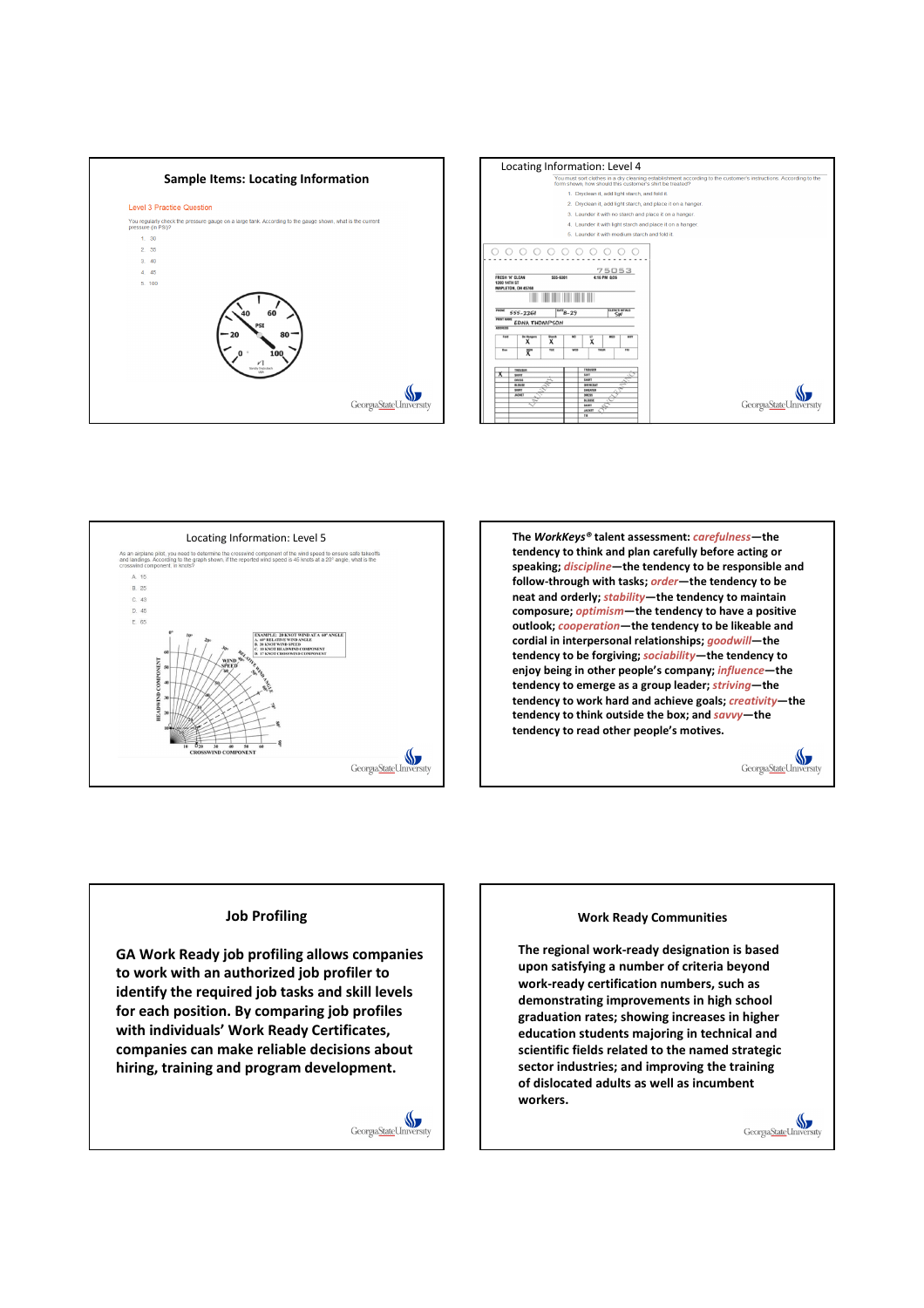## Sample Items: Locating Information

Level 3 Practice Question

You regularly check the pressure gauge on a large tank. According to the gauge shown, what is the current pressure (in PSI)?

1. 30
2. 35
3. 40
4. 45
5. 100

## Locating Information: Level 4

You must sort clothes in a dry cleaning establishment according to the customer's instructions. According to the form shown, how should this customer's shirt be treated?

1. Dryclean it, add light starch, and fold it.
2. Dryclean it, add light starch, and place it on a hanger.
3. Launder it with no starch and place it on a hanger.
4. Launder it with light starch and place it on a hanger.
5. Launder it with medium starch and fold it.

## Locating Information: Level 5

As an airplane pilot, you need to determine the crosswind component of the wind speed to ensure safe takeoffs and landings. According to the graph shown, if the reported wind speed is 45 knots at a 20° angle, what is the crosswind component, in knots?

A. 15
B. 25
C. 43
D. 45
E. 65

The *WorkKeys*® talent assessment: *carefulness*—the tendency to think and plan carefully before acting or speaking; *discipline*—the tendency to be responsible and follow-through with tasks; *order*—the tendency to be neat and orderly; *stability*—the tendency to maintain composure; *optimism*—the tendency to have a positive outlook; *cooperation*—the tendency to be likeable and cordial in interpersonal relationships; *goodwill*—the tendency to be forgiving; *sociability*—the tendency to enjoy being in other people's company; *influence*—the tendency to emerge as a group leader; *striving*—the tendency to work hard and achieve goals; *creativity*—the tendency to think outside the box; and *savvy*—the tendency to read other people's motives.

## Job Profiling

GA Work Ready job profiling allows companies to work with an authorized job profiler to identify the required job tasks and skill levels for each position. By comparing job profiles with individuals' Work Ready Certificates, companies can make reliable decisions about hiring, training and program development.

## Work Ready Communities

The regional work-ready designation is based upon satisfying a number of criteria beyond work-ready certification numbers, such as demonstrating improvements in high school graduation rates; showing increases in higher education students majoring in technical and scientific fields related to the named strategic sector industries; and improving the training of dislocated adults as well as incumbent workers.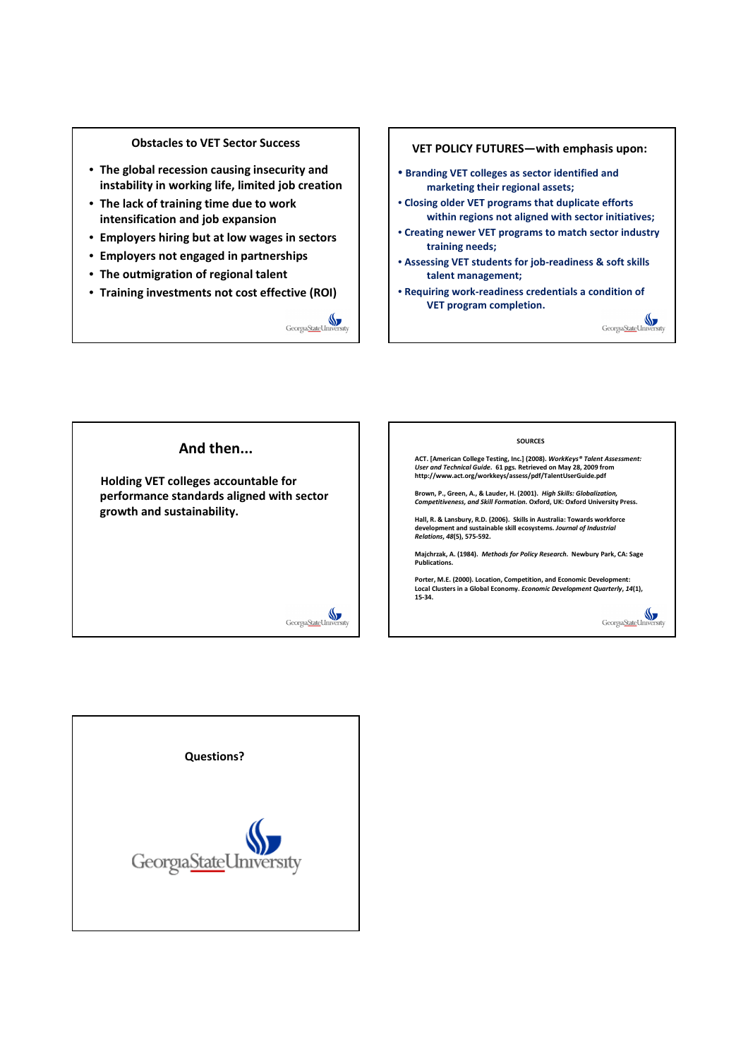## Obstacles to VET Sector Success

- The global recession causing insecurity and instability in working life, limited job creation
- The lack of training time due to work intensification and job expansion
- Employers hiring but at low wages in sectors
- Employers not engaged in partnerships
- The outmigration of regional talent
- Training investments not cost effective (ROI)

## VET POLICY FUTURES—with emphasis upon:

- Branding VET colleges as sector identified and marketing their regional assets;
- Closing older VET programs that duplicate efforts within regions not aligned with sector initiatives;
- Creating newer VET programs to match sector industry training needs;
- Assessing VET students for job-readiness & soft skills talent management;
- Requiring work-readiness credentials a condition of VET program completion.

## And then...

Holding VET colleges accountable for performance standards aligned with sector growth and sustainability.

## SOURCES

ACT. [American College Testing, Inc.] (2008). *WorkKeys® Talent Assessment: User and Technical Guide*. 61 pgs. Retrieved on May 28, 2009 from http://www.act.org/workkeys/assess/pdf/TalentUserGuide.pdf

Brown, P., Green, A., & Lauder, H. (2001). *High Skills: Globalization, Competitiveness, and Skill Formation*. Oxford, UK: Oxford University Press.

Hall, R. & Lansbury, R.D. (2006). Skills in Australia: Towards workforce development and sustainable skill ecosystems. *Journal of Industrial Relations*, *48*(5), 575-592.

Majchrzak, A. (1984). *Methods for Policy Research*. Newbury Park, CA: Sage Publications.

Porter, M.E. (2000). Location, Competition, and Economic Development: Local Clusters in a Global Economy. *Economic Development Quarterly*, *14*(1), 15-34.

## Questions?

GeorgiaStateUniversity